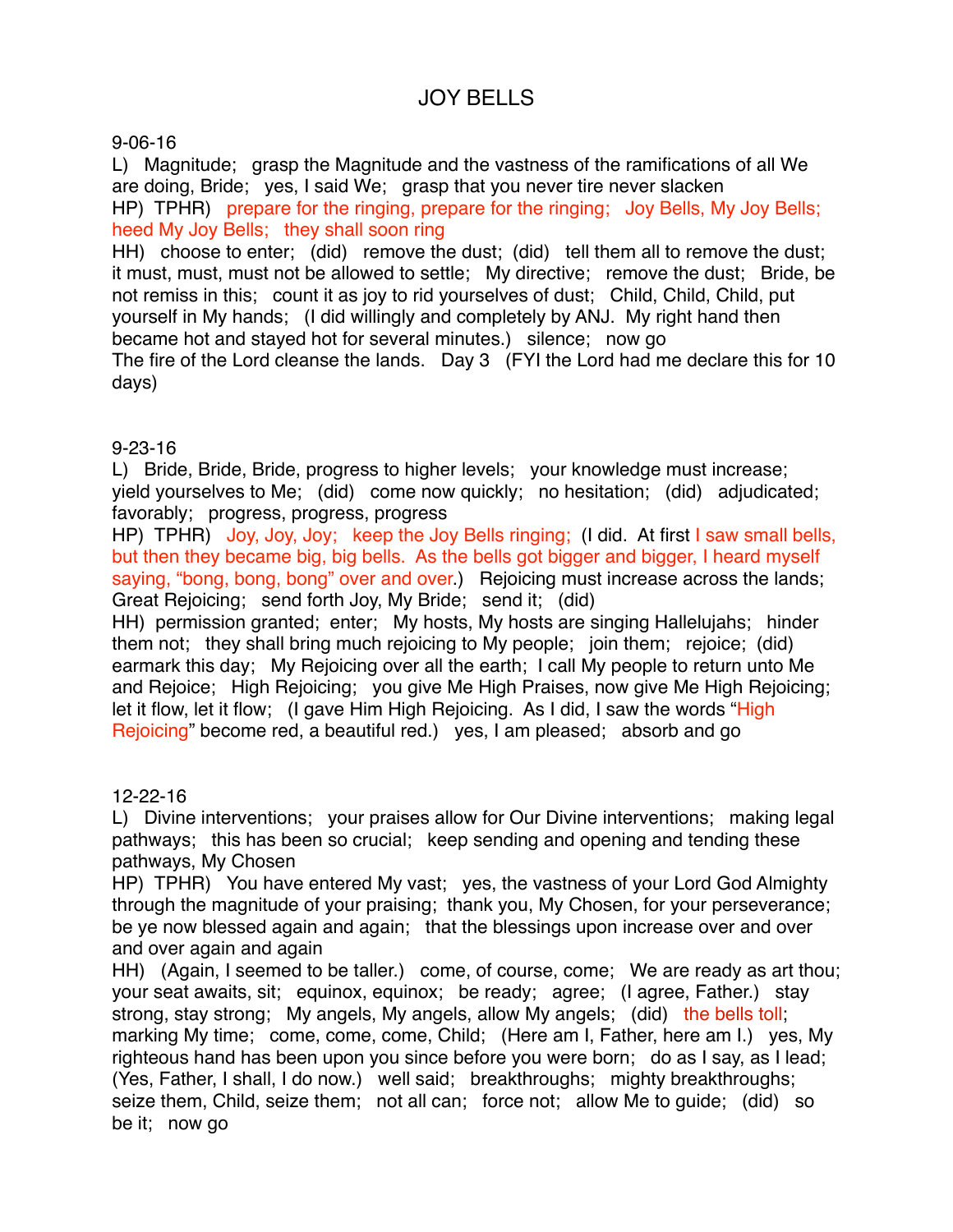# JOY BELLS

9-06-16

L) Magnitude; grasp the Magnitude and the vastness of the ramifications of all We are doing, Bride; yes, I said We; grasp that you never tire never slacken

HP) TPHR) prepare for the ringing, prepare for the ringing; Joy Bells, My Joy Bells; heed My Joy Bells; they shall soon ring

HH) choose to enter; (did) remove the dust; (did) tell them all to remove the dust; it must, must, must not be allowed to settle; My directive; remove the dust; Bride, be not remiss in this; count it as joy to rid yourselves of dust; Child, Child, Child, put yourself in My hands; (I did willingly and completely by ANJ. My right hand then became hot and stayed hot for several minutes.) silence; now go

The fire of the Lord cleanse the lands. Day 3 (FYI the Lord had me declare this for 10 days)

9-23-16

L) Bride, Bride, Bride, progress to higher levels; your knowledge must increase; yield yourselves to Me; (did) come now quickly; no hesitation; (did) adjudicated; favorably; progress, progress, progress

HP) TPHR) Joy, Joy, Joy; keep the Joy Bells ringing; (I did. At first I saw small bells, but then they became big, big bells. As the bells got bigger and bigger, I heard myself saying, "bong, bong, bong" over and over.) Rejoicing must increase across the lands; Great Rejoicing; send forth Joy, My Bride; send it; (did)

HH) permission granted; enter; My hosts, My hosts are singing Hallelujahs; hinder them not; they shall bring much rejoicing to My people; join them; rejoice; (did) earmark this day; My Rejoicing over all the earth; I call My people to return unto Me and Rejoice; High Rejoicing; you give Me High Praises, now give Me High Rejoicing; let it flow, let it flow; (I gave Him High Rejoicing. As I did, I saw the words "High Rejoicing" become red, a beautiful red.) yes, I am pleased; absorb and go

12-22-16

L) Divine interventions; your praises allow for Our Divine interventions; making legal pathways; this has been so crucial; keep sending and opening and tending these pathways, My Chosen

HP) TPHR) You have entered My vast; yes, the vastness of your Lord God Almighty through the magnitude of your praising; thank you, My Chosen, for your perseverance; be ye now blessed again and again; that the blessings upon increase over and over and over again and again

HH) (Again, I seemed to be taller.) come, of course, come; We are ready as art thou; your seat awaits, sit; equinox, equinox; be ready; agree; (I agree, Father.) stay strong, stay strong; My angels, My angels, allow My angels; (did) the bells toll; marking My time; come, come, come, Child; (Here am I, Father, here am I.) yes, My righteous hand has been upon you since before you were born; do as I say, as I lead; (Yes, Father, I shall, I do now.) well said; breakthroughs; mighty breakthroughs; seize them, Child, seize them; not all can; force not; allow Me to guide; (did) so be it; now go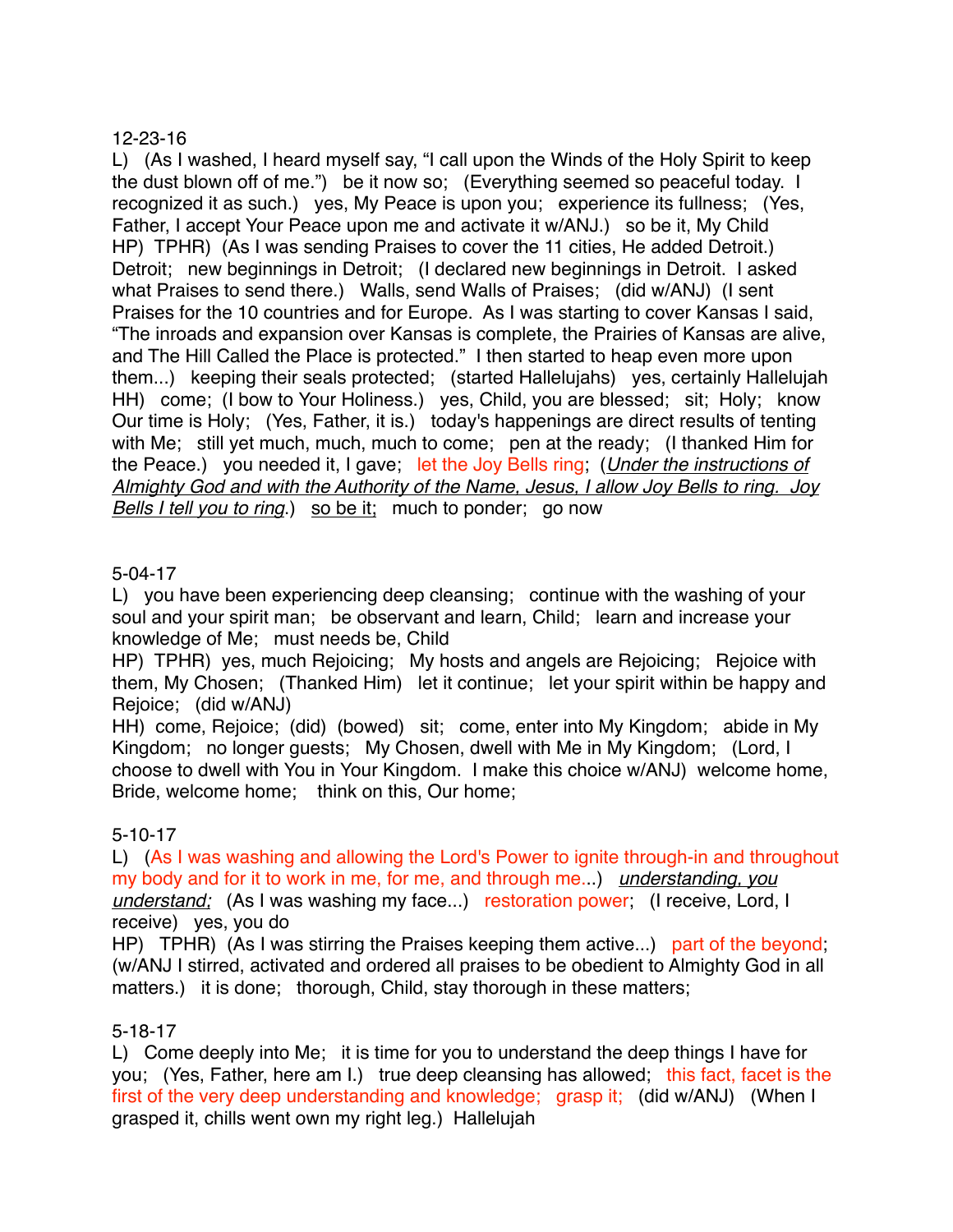12-23-16

L)  (As I washed, I heard myself say, "I call upon the Winds of the Holy Spirit to keep the dust blown off of me.")  be it now so;  (Everything seemed so peaceful today.  I recognized it as such.)  yes, My Peace is upon you;  experience its fullness;  (Yes, Father, I accept Your Peace upon me and activate it w/ANJ.)  so be it, My Child
HP)  TPHR)  (As I was sending Praises to cover the 11 cities, He added Detroit.)  Detroit;  new beginnings in Detroit;  (I declared new beginnings in Detroit.  I asked what Praises to send there.)  Walls, send Walls of Praises;  (did w/ANJ)  (I sent Praises for the 10 countries and for Europe.  As I was starting to cover Kansas I said, "The inroads and expansion over Kansas is complete, the Prairies of Kansas are alive, and The Hill Called the Place is protected."  I then started to heap even more upon them...)  keeping their seals protected;  (started Hallelujahs)  yes, certainly Hallelujah
HH)  come;  (I bow to Your Holiness.)  yes, Child, you are blessed;  sit;  Holy;  know Our time is Holy;  (Yes, Father, it is.)  today's happenings are direct results of tenting with Me;  still yet much, much, much to come;  pen at the ready;  (I thanked Him for the Peace.)  you needed it, I gave;  let the Joy Bells ring;  (*Under the instructions of Almighty God and with the Authority of the Name, Jesus, I allow Joy Bells to ring.  Joy Bells I tell you to ring*.)  so be it;  much to ponder;  go now

5-04-17

L)  you have been experiencing deep cleansing;  continue with the washing of your soul and your spirit man;  be observant and learn, Child;  learn and increase your knowledge of Me;  must needs be, Child
HP)  TPHR)  yes, much Rejoicing;  My hosts and angels are Rejoicing;  Rejoice with them, My Chosen;  (Thanked Him)  let it continue;  let your spirit within be happy and Rejoice;  (did w/ANJ)
HH)  come, Rejoice;  (did)  (bowed)  sit;  come, enter into My Kingdom;  abide in My Kingdom;  no longer guests;  My Chosen, dwell with Me in My Kingdom;  (Lord, I choose to dwell with You in Your Kingdom.  I make this choice w/ANJ)  welcome home, Bride, welcome home;  think on this, Our home;

5-10-17

L)  (As I was washing and allowing the Lord's Power to ignite through-in and throughout my body and for it to work in me, for me, and through me...)  *understanding, you understand;*  (As I was washing my face...)  restoration power;  (I receive, Lord, I receive)  yes, you do
HP)  TPHR)  (As I was stirring the Praises keeping them active...)  part of the beyond;  (w/ANJ I stirred, activated and ordered all praises to be obedient to Almighty God in all matters.)  it is done;  thorough, Child, stay thorough in these matters;

5-18-17

L)  Come deeply into Me;  it is time for you to understand the deep things I have for you;  (Yes, Father, here am I.)  true deep cleansing has allowed;  this fact, facet is the first of the very deep understanding and knowledge;  grasp it;  (did w/ANJ)  (When I grasped it, chills went own my right leg.)  Hallelujah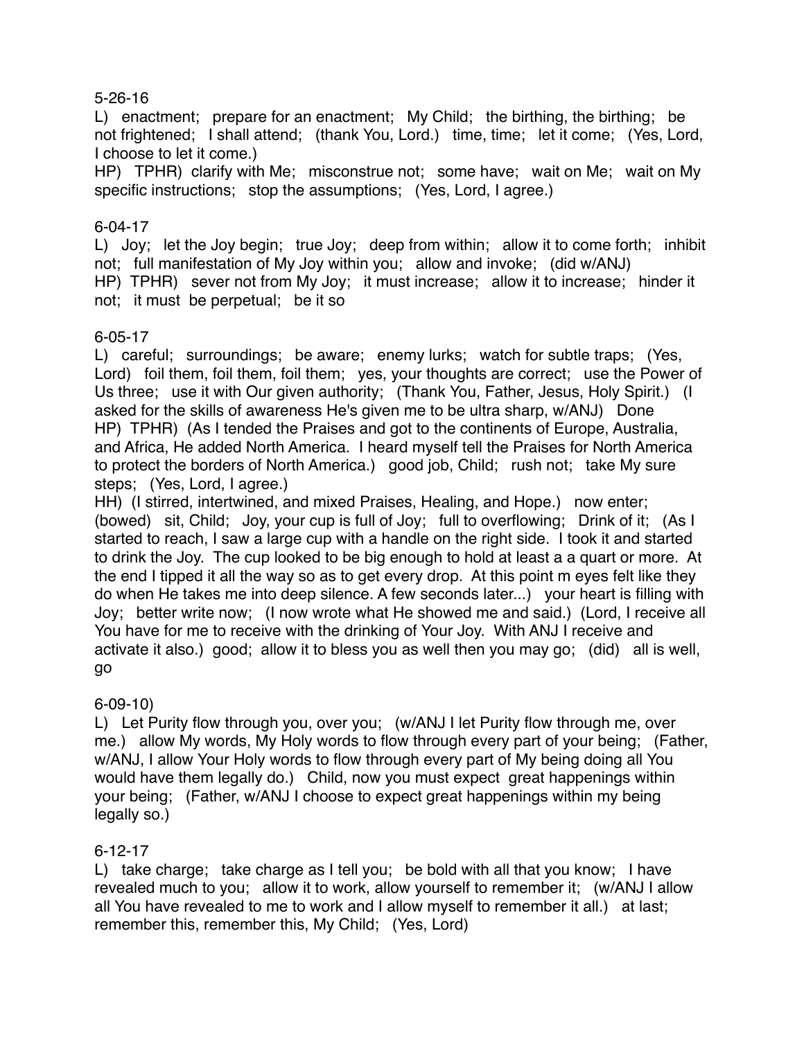5-26-16

L) enactment; prepare for an enactment; My Child; the birthing, the birthing; be not frightened; I shall attend; (thank You, Lord.) time, time; let it come; (Yes, Lord, I choose to let it come.)

HP) TPHR) clarify with Me; misconstrue not; some have; wait on Me; wait on My specific instructions; stop the assumptions; (Yes, Lord, I agree.)

6-04-17

L) Joy; let the Joy begin; true Joy; deep from within; allow it to come forth; inhibit not; full manifestation of My Joy within you; allow and invoke; (did w/ANJ)

HP) TPHR) sever not from My Joy; it must increase; allow it to increase; hinder it not; it must be perpetual; be it so

6-05-17

L) careful; surroundings; be aware; enemy lurks; watch for subtle traps; (Yes, Lord) foil them, foil them, foil them; yes, your thoughts are correct; use the Power of Us three; use it with Our given authority; (Thank You, Father, Jesus, Holy Spirit.) (I asked for the skills of awareness He's given me to be ultra sharp, w/ANJ) Done

HP) TPHR) (As I tended the Praises and got to the continents of Europe, Australia, and Africa, He added North America. I heard myself tell the Praises for North America to protect the borders of North America.) good job, Child; rush not; take My sure steps; (Yes, Lord, I agree.)

HH) (I stirred, intertwined, and mixed Praises, Healing, and Hope.) now enter; (bowed) sit, Child; Joy, your cup is full of Joy; full to overflowing; Drink of it; (As I started to reach, I saw a large cup with a handle on the right side. I took it and started to drink the Joy. The cup looked to be big enough to hold at least a a quart or more. At the end I tipped it all the way so as to get every drop. At this point m eyes felt like they do when He takes me into deep silence. A few seconds later...) your heart is filling with Joy; better write now; (I now wrote what He showed me and said.) (Lord, I receive all You have for me to receive with the drinking of Your Joy. With ANJ I receive and activate it also.) good; allow it to bless you as well then you may go; (did) all is well, go

6-09-10)

L) Let Purity flow through you, over you; (w/ANJ I let Purity flow through me, over me.) allow My words, My Holy words to flow through every part of your being; (Father, w/ANJ, I allow Your Holy words to flow through every part of My being doing all You would have them legally do.) Child, now you must expect great happenings within your being; (Father, w/ANJ I choose to expect great happenings within my being legally so.)

6-12-17

L) take charge; take charge as I tell you; be bold with all that you know; I have revealed much to you; allow it to work, allow yourself to remember it; (w/ANJ I allow all You have revealed to me to work and I allow myself to remember it all.) at last; remember this, remember this, My Child; (Yes, Lord)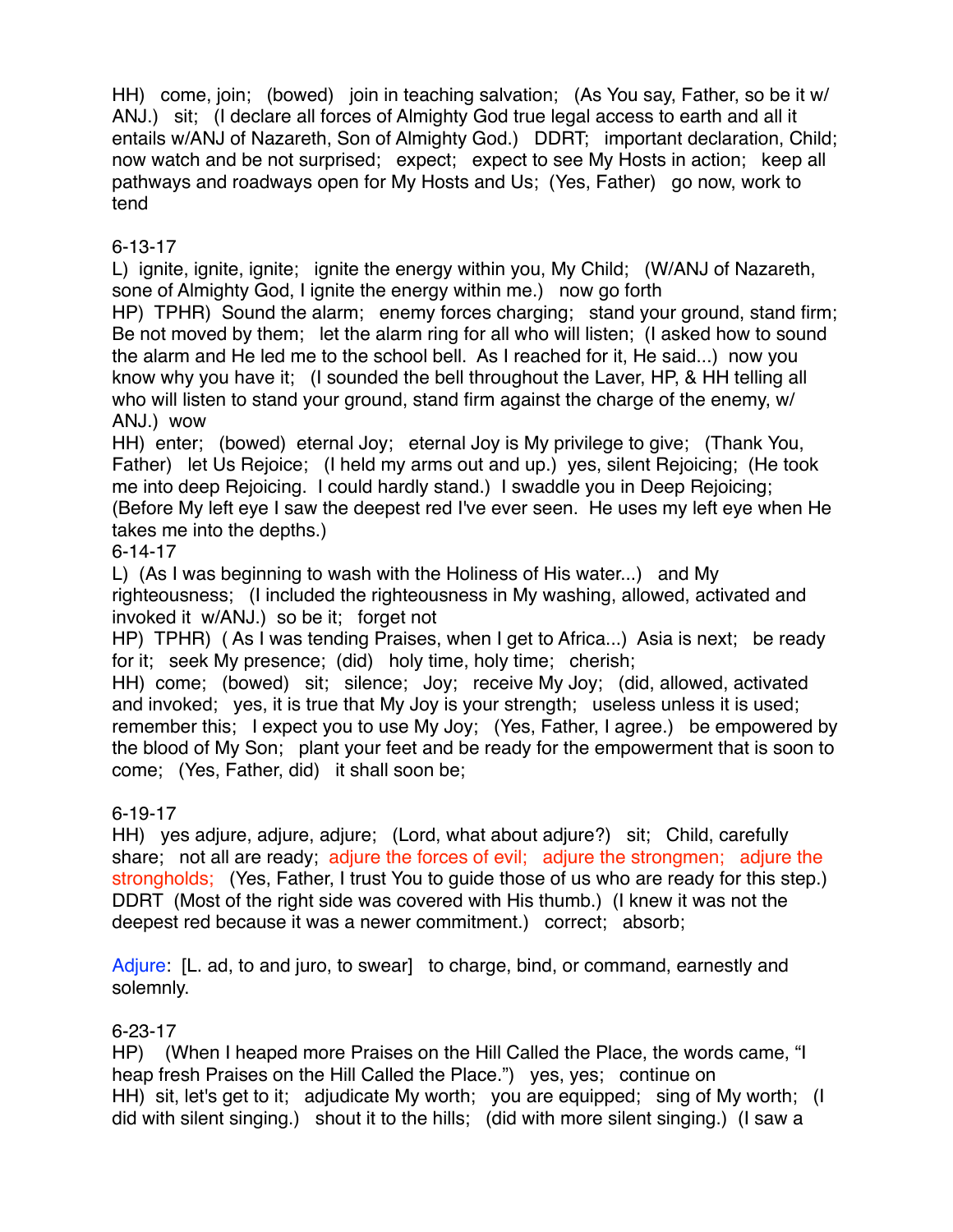HH)  come, join;  (bowed)  join in teaching salvation;  (As You say, Father, so be it w/ ANJ.)  sit;  (I declare all forces of Almighty God true legal access to earth and all it entails w/ANJ of Nazareth, Son of Almighty God.)  DDRT;  important declaration, Child; now watch and be not surprised;  expect;  expect to see My Hosts in action;  keep all pathways and roadways open for My Hosts and Us;  (Yes, Father)  go now, work to tend

6-13-17

L)  ignite, ignite, ignite;  ignite the energy within you, My Child;  (W/ANJ of Nazareth, sone of Almighty God, I ignite the energy within me.)  now go forth

HP)  TPHR)  Sound the alarm;  enemy forces charging;  stand your ground, stand firm; Be not moved by them;  let the alarm ring for all who will listen;  (I asked how to sound the alarm and He led me to the school bell.  As I reached for it, He said...)  now you know why you have it;  (I sounded the bell throughout the Laver, HP, & HH telling all who will listen to stand your ground, stand firm against the charge of the enemy, w/ ANJ.)  wow

HH)  enter;  (bowed)  eternal Joy;  eternal Joy is My privilege to give;  (Thank You, Father)  let Us Rejoice;  (I held my arms out and up.)  yes, silent Rejoicing;  (He took me into deep Rejoicing.  I could hardly stand.)  I swaddle you in Deep Rejoicing; (Before My left eye I saw the deepest red I've ever seen.  He uses my left eye when He takes me into the depths.)

6-14-17

L)  (As I was beginning to wash with the Holiness of His water...)  and My righteousness;  (I included the righteousness in My washing, allowed, activated and invoked it  w/ANJ.)  so be it;  forget not

HP)  TPHR)  ( As I was tending Praises, when I get to Africa...)  Asia is next;  be ready for it;  seek My presence;  (did)  holy time, holy time;  cherish;

HH)  come;  (bowed)  sit;  silence;  Joy;  receive My Joy;  (did, allowed, activated and invoked;  yes, it is true that My Joy is your strength;  useless unless it is used; remember this;  I expect you to use My Joy;  (Yes, Father, I agree.)  be empowered by the blood of My Son;  plant your feet and be ready for the empowerment that is soon to come;  (Yes, Father, did)  it shall soon be;

6-19-17

HH)  yes adjure, adjure, adjure;  (Lord, what about adjure?)  sit;  Child, carefully share;  not all are ready;  adjure the forces of evil;  adjure the strongmen;  adjure the strongholds;  (Yes, Father, I trust You to guide those of us who are ready for this step.) DDRT  (Most of the right side was covered with His thumb.)  (I knew it was not the deepest red because it was a newer commitment.)  correct;  absorb;

Adjure:  [L. ad, to and juro, to swear]  to charge, bind, or command, earnestly and solemnly.

6-23-17

HP)  (When I heaped more Praises on the Hill Called the Place, the words came, “I heap fresh Praises on the Hill Called the Place.”)  yes, yes;  continue on

HH)  sit, let's get to it;  adjudicate My worth;  you are equipped;  sing of My worth;  (I did with silent singing.)  shout it to the hills;  (did with more silent singing.)  (I saw a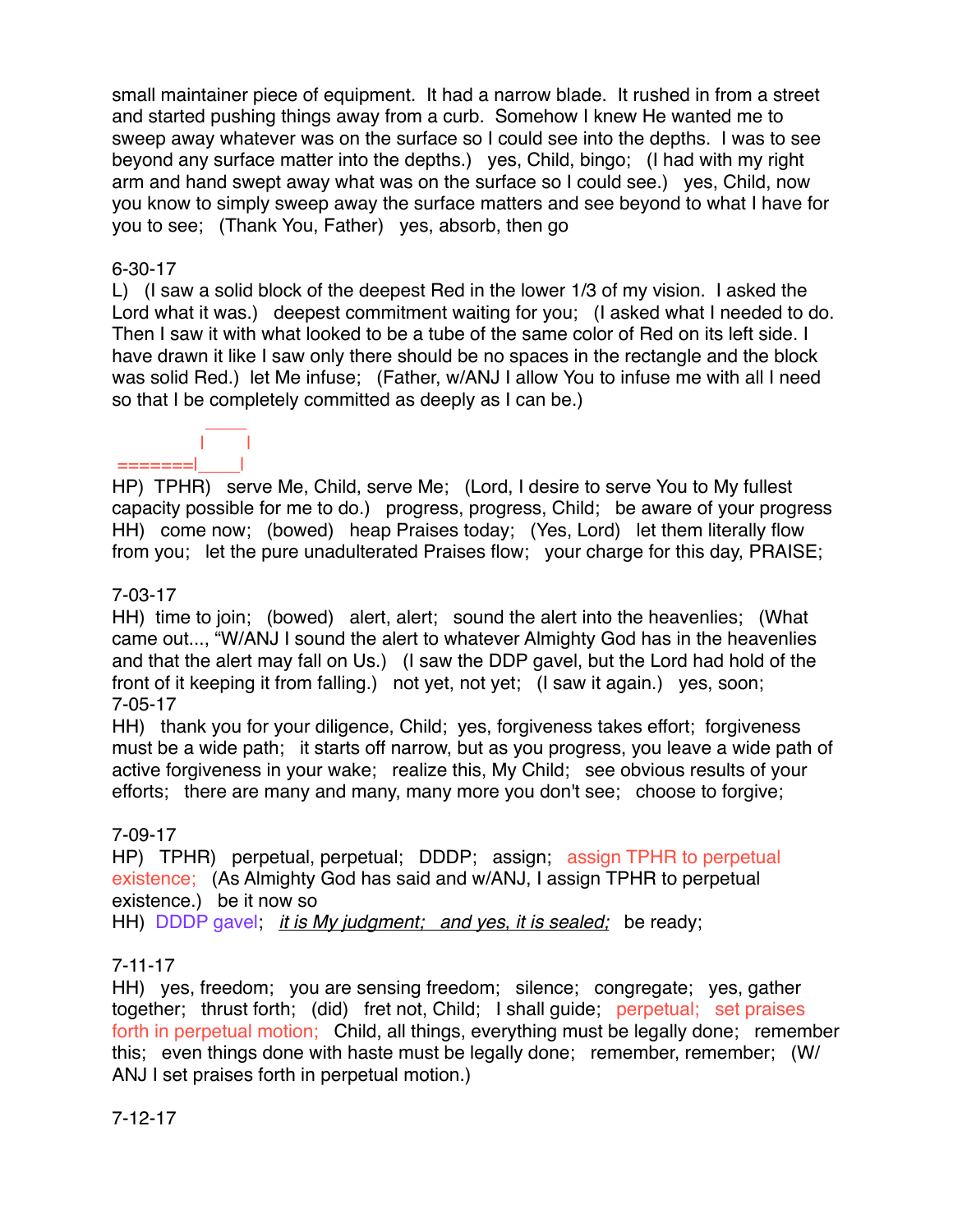small maintainer piece of equipment. It had a narrow blade. It rushed in from a street and started pushing things away from a curb. Somehow I knew He wanted me to sweep away whatever was on the surface so I could see into the depths. I was to see beyond any surface matter into the depths.) yes, Child, bingo; (I had with my right arm and hand swept away what was on the surface so I could see.) yes, Child, now you know to simply sweep away the surface matters and see beyond to what I have for you to see; (Thank You, Father) yes, absorb, then go

6-30-17

L) (I saw a solid block of the deepest Red in the lower 1/3 of my vision. I asked the Lord what it was.) deepest commitment waiting for you; (I asked what I needed to do. Then I saw it with what looked to be a tube of the same color of Red on its left side. I have drawn it like I saw only there should be no spaces in the rectangle and the block was solid Red.) let Me infuse; (Father, w/ANJ I allow You to infuse me with all I need so that I be completely committed as deeply as I can be.)

```
          ____
         |    |
=======|____|
```

HP) TPHR) serve Me, Child, serve Me; (Lord, I desire to serve You to My fullest capacity possible for me to do.) progress, progress, Child; be aware of your progress
HH) come now; (bowed) heap Praises today; (Yes, Lord) let them literally flow from you; let the pure unadulterated Praises flow; your charge for this day, PRAISE;

7-03-17

HH) time to join; (bowed) alert, alert; sound the alert into the heavenlies; (What came out..., “W/ANJ I sound the alert to whatever Almighty God has in the heavenlies and that the alert may fall on Us.) (I saw the DDP gavel, but the Lord had hold of the front of it keeping it from falling.) not yet, not yet; (I saw it again.) yes, soon;

7-05-17

HH) thank you for your diligence, Child; yes, forgiveness takes effort; forgiveness must be a wide path; it starts off narrow, but as you progress, you leave a wide path of active forgiveness in your wake; realize this, My Child; see obvious results of your efforts; there are many and many, many more you don't see; choose to forgive;

7-09-17

HP) TPHR) perpetual, perpetual; DDDP; assign; assign TPHR to perpetual existence; (As Almighty God has said and w/ANJ, I assign TPHR to perpetual existence.) be it now so
HH) DDDP gavel; <u>*it is My judgment; and yes, it is sealed;*</u> be ready;

7-11-17

HH) yes, freedom; you are sensing freedom; silence; congregate; yes, gather together; thrust forth; (did) fret not, Child; I shall guide; perpetual; set praises forth in perpetual motion; Child, all things, everything must be legally done; remember this; even things done with haste must be legally done; remember, remember; (W/ANJ I set praises forth in perpetual motion.)

7-12-17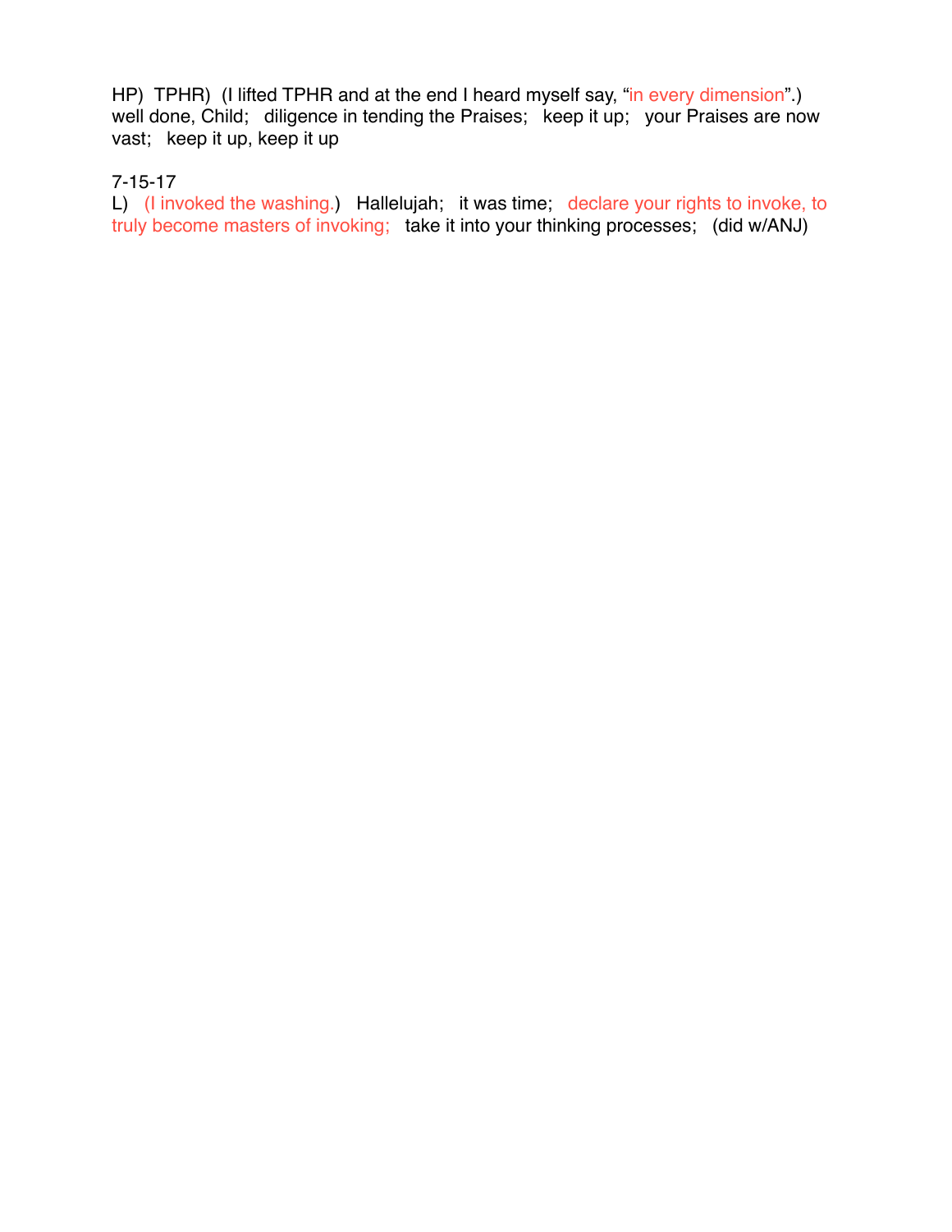HP)  TPHR)  (I lifted TPHR and at the end I heard myself say, “in every dimension”.)  well done, Child;   diligence in tending the Praises;   keep it up;   your Praises are now vast;   keep it up, keep it up

7-15-17
L)   (I invoked the washing.)   Hallelujah;   it was time;   declare your rights to invoke, to truly become masters of invoking;   take it into your thinking processes;   (did w/ANJ)